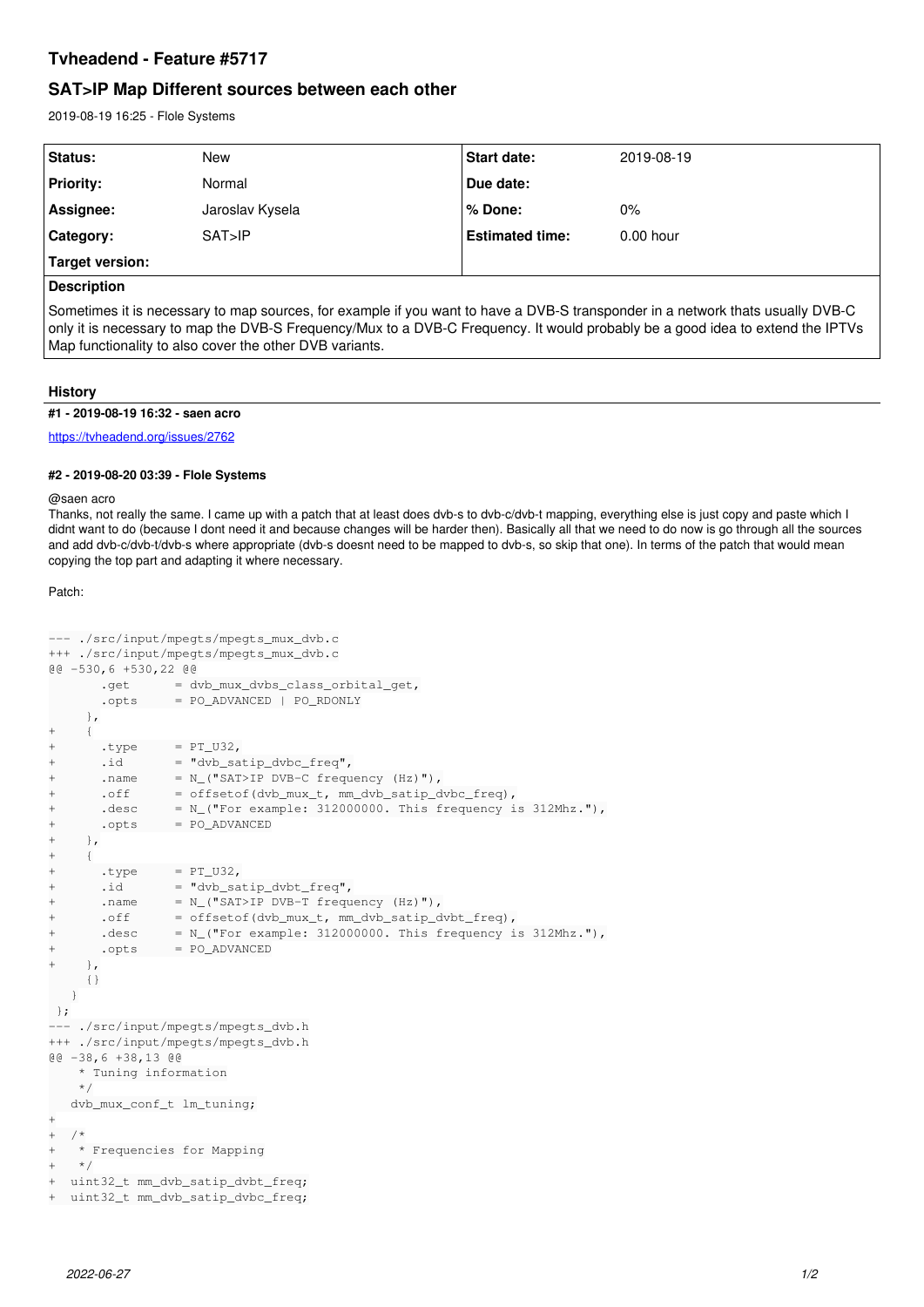# Tvheadend - Feature #5717

## SAT>IP Map Different sources between each other

2019-08-19 16:25 - Flole Systems

| Status: | New | Start date: | 2019-08-19 |
| --- | --- | --- | --- |
| Priority: | Normal | Due date: | |
| Assignee: | Jaroslav Kysela | % Done: | 0% |
| Category: | SAT>IP | Estimated time: | 0.00 hour |
| Target version: | | | |

**Description**

Sometimes it is necessary to map sources, for example if you want to have a DVB-S transponder in a network thats usually DVB-C only it is necessary to map the DVB-S Frequency/Mux to a DVB-C Frequency. It would probably be a good idea to extend the IPTVs Map functionality to also cover the other DVB variants.

## History

**#1 - 2019-08-19 16:32 - saen acro**

https://tvheadend.org/issues/2762

**#2 - 2019-08-20 03:39 - Flole Systems**

@saen acro
Thanks, not really the same. I came up with a patch that at least does dvb-s to dvb-c/dvb-t mapping, everything else is just copy and paste which I didnt want to do (because I dont need it and because changes will be harder then). Basically all that we need to do now is go through all the sources and add dvb-c/dvb-t/dvb-s where appropriate (dvb-s doesnt need to be mapped to dvb-s, so skip that one). In terms of the patch that would mean copying the top part and adapting it where necessary.

Patch:

```
--- ./src/input/mpegts/mpegts_mux_dvb.c
+++ ./src/input/mpegts/mpegts_mux_dvb.c
@@ -530,6 +530,22 @@
       .get      = dvb_mux_dvbs_class_orbital_get,
       .opts     = PO_ADVANCED | PO_RDONLY
     },
+    {
+      .type     = PT_U32,
+      .id       = "dvb_satip_dvbc_freq",
+      .name     = N_("SAT>IP DVB-C frequency (Hz)"),
+      .off      = offsetof(dvb_mux_t, mm_dvb_satip_dvbc_freq),
+      .desc     = N_("For example: 312000000. This frequency is 312Mhz."),
+      .opts     = PO_ADVANCED
+    },
+    {
+      .type     = PT_U32,
+      .id       = "dvb_satip_dvbt_freq",
+      .name     = N_("SAT>IP DVB-T frequency (Hz)"),
+      .off      = offsetof(dvb_mux_t, mm_dvb_satip_dvbt_freq),
+      .desc     = N_("For example: 312000000. This frequency is 312Mhz."),
+      .opts     = PO_ADVANCED
+    },
     {}
   }
 };
--- ./src/input/mpegts/mpegts_dvb.h
+++ ./src/input/mpegts/mpegts_dvb.h
@@ -38,6 +38,13 @@
    * Tuning information
    */
   dvb_mux_conf_t lm_tuning;
+
+  /*
+   * Frequencies for Mapping
+   */
+  uint32_t mm_dvb_satip_dvbt_freq;
+  uint32_t mm_dvb_satip_dvbc_freq;
```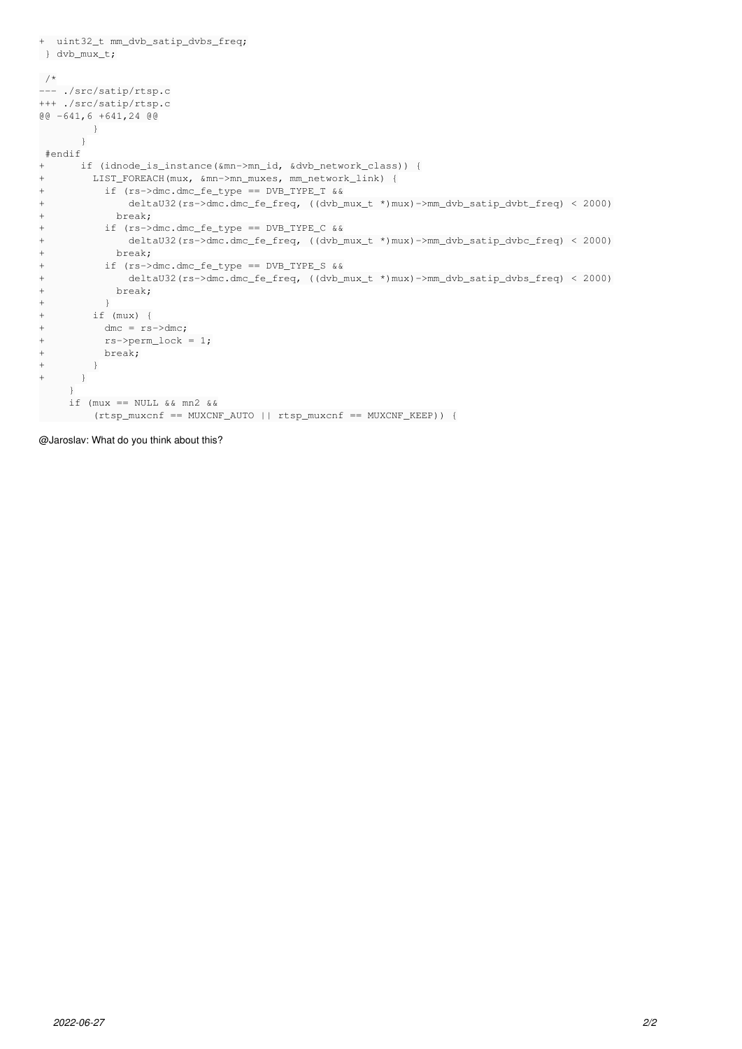```
+  uint32_t mm_dvb_satip_dvbs_freq;
 } dvb_mux_t;

 /*
--- ./src/satip/rtsp.c
+++ ./src/satip/rtsp.c
@@ -641,6 +641,24 @@
         }
       }
 #endif
+      if (idnode_is_instance(&mn->mn_id, &dvb_network_class)) {
+        LIST_FOREACH(mux, &mn->mn_muxes, mm_network_link) {
+          if (rs->dmc.dmc_fe_type == DVB_TYPE_T &&
+              deltaU32(rs->dmc.dmc_fe_freq, ((dvb_mux_t *)mux)->mm_dvb_satip_dvbt_freq) < 2000)
+            break;
+          if (rs->dmc.dmc_fe_type == DVB_TYPE_C &&
+              deltaU32(rs->dmc.dmc_fe_freq, ((dvb_mux_t *)mux)->mm_dvb_satip_dvbc_freq) < 2000)
+            break;
+          if (rs->dmc.dmc_fe_type == DVB_TYPE_S &&
+              deltaU32(rs->dmc.dmc_fe_freq, ((dvb_mux_t *)mux)->mm_dvb_satip_dvbs_freq) < 2000)
+            break;
+          }
+        if (mux) {
+          dmc = rs->dmc;
+          rs->perm_lock = 1;
+          break;
+        }
+      }
     }
     if (mux == NULL && mn2 &&
         (rtsp_muxcnf == MUXCNF_AUTO || rtsp_muxcnf == MUXCNF_KEEP)) {
```

@Jaroslav: What do you think about this?